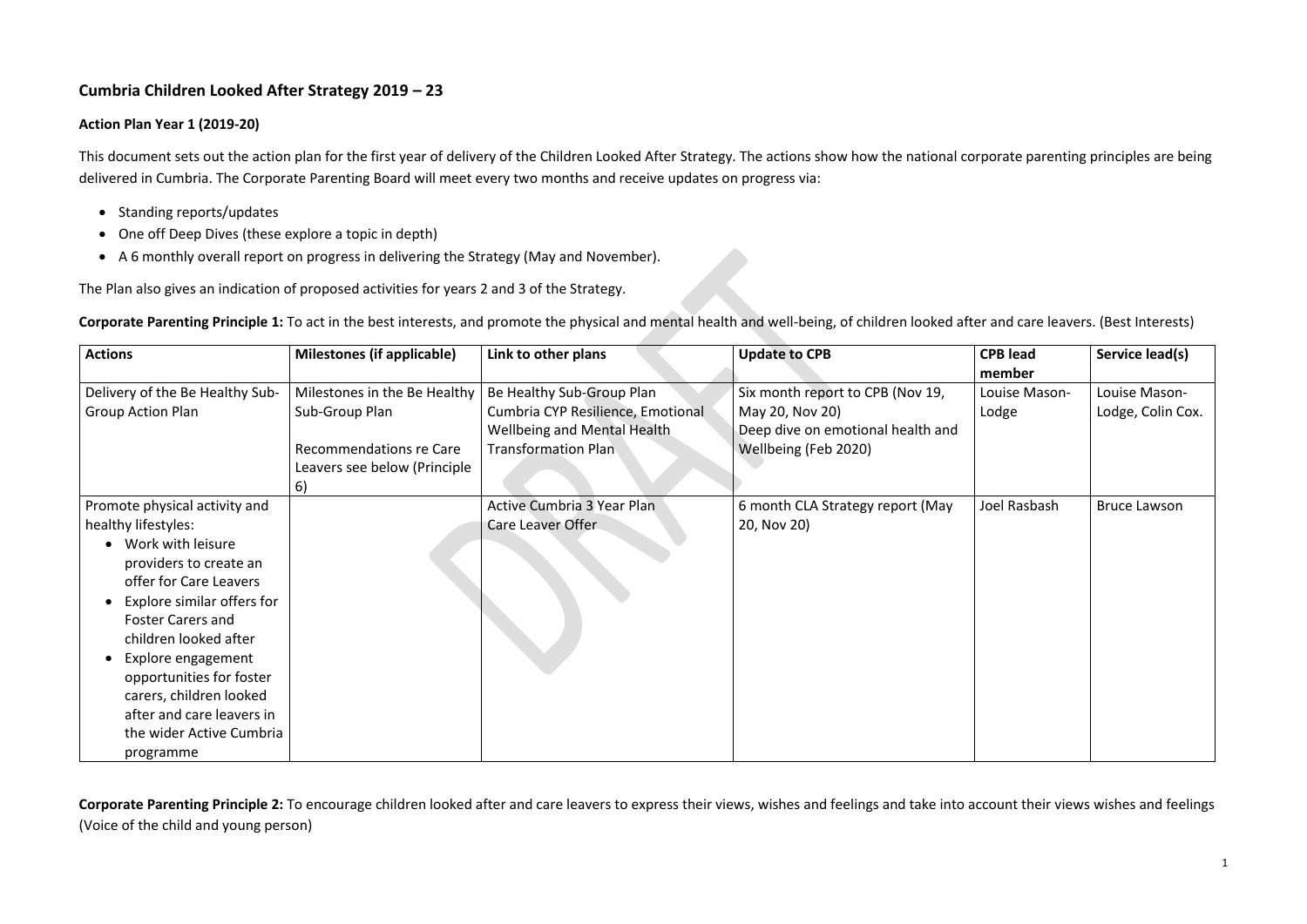# Cumbria Children Looked After Strategy 2019 – 23

### Action Plan Year 1 (2019-20)

This document sets out the action plan for the first year of delivery of the Children Looked After Strategy. The actions show how the national corporate parenting principles are being delivered in Cumbria. The Corporate Parenting Board will meet every two months and receive updates on progress via:

- Standing reports/updates
- One off Deep Dives (these explore a topic in depth)
- A 6 monthly overall report on progress in delivering the Strategy (May and November).

The Plan also gives an indication of proposed activities for years 2 and 3 of the Strategy.

**Corporate Parenting Principle 1:** To act in the best interests, and promote the physical and mental health and well-being, of children looked after and care leavers. (Best Interests)

| Actions | Milestones (if applicable) | Link to other plans | Update to CPB | CPB lead member | Service lead(s) |
|---|---|---|---|---|---|
| Delivery of the Be Healthy Sub-Group Action Plan | Milestones in the Be Healthy Sub-Group Plan<br><br>Recommendations re Care Leavers see below (Principle 6) | Be Healthy Sub-Group Plan<br>Cumbria CYP Resilience, Emotional Wellbeing and Mental Health Transformation Plan | Six month report to CPB (Nov 19, May 20, Nov 20)<br>Deep dive on emotional health and Wellbeing (Feb 2020) | Louise Mason-Lodge | Louise Mason-Lodge, Colin Cox. |
| Promote physical activity and healthy lifestyles:<br>• Work with leisure providers to create an offer for Care Leavers<br>• Explore similar offers for Foster Carers and children looked after<br>• Explore engagement opportunities for foster carers, children looked after and care leavers in the wider Active Cumbria programme | | Active Cumbria 3 Year Plan<br>Care Leaver Offer | 6 month CLA Strategy report (May 20, Nov 20) | Joel Rasbash | Bruce Lawson |

**Corporate Parenting Principle 2:** To encourage children looked after and care leavers to express their views, wishes and feelings and take into account their views wishes and feelings (Voice of the child and young person)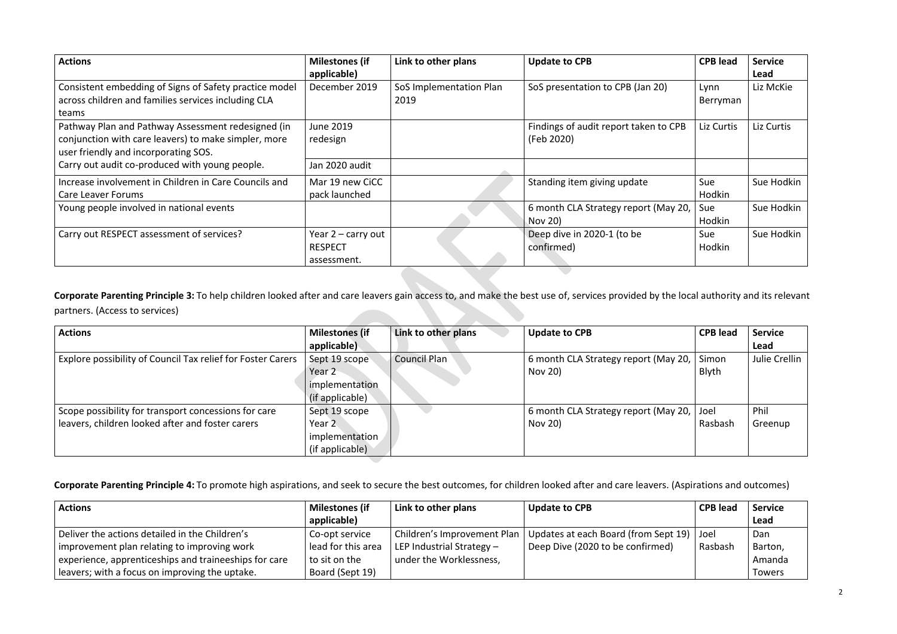| Actions | Milestones (if applicable) | Link to other plans | Update to CPB | CPB lead | Service Lead |
|---|---|---|---|---|---|
| Consistent embedding of Signs of Safety practice model across children and families services including CLA teams | December 2019 | SoS Implementation Plan 2019 | SoS presentation to CPB (Jan 20) | Lynn Berryman | Liz McKie |
| Pathway Plan and Pathway Assessment redesigned (in conjunction with care leavers) to make simpler, more user friendly and incorporating SOS. | June 2019 redesign | | Findings of audit report taken to CPB (Feb 2020) | Liz Curtis | Liz Curtis |
| Carry out audit co-produced with young people. | Jan 2020 audit | | | | |
| Increase involvement in Children in Care Councils and Care Leaver Forums | Mar 19 new CiCC pack launched | | Standing item giving update | Sue Hodkin | Sue Hodkin |
| Young people involved in national events | | | 6 month CLA Strategy report (May 20, Nov 20) | Sue Hodkin | Sue Hodkin |
| Carry out RESPECT assessment of services? | Year 2 – carry out RESPECT assessment. | | Deep dive in 2020-1 (to be confirmed) | Sue Hodkin | Sue Hodkin |

**Corporate Parenting Principle 3:** To help children looked after and care leavers gain access to, and make the best use of, services provided by the local authority and its relevant partners. (Access to services)

| Actions | Milestones (if applicable) | Link to other plans | Update to CPB | CPB lead | Service Lead |
|---|---|---|---|---|---|
| Explore possibility of Council Tax relief for Foster Carers | Sept 19 scope Year 2 implementation (if applicable) | Council Plan | 6 month CLA Strategy report (May 20, Nov 20) | Simon Blyth | Julie Crellin |
| Scope possibility for transport concessions for care leavers, children looked after and foster carers | Sept 19 scope Year 2 implementation (if applicable) | | 6 month CLA Strategy report (May 20, Nov 20) | Joel Rasbash | Phil Greenup |

**Corporate Parenting Principle 4:** To promote high aspirations, and seek to secure the best outcomes, for children looked after and care leavers. (Aspirations and outcomes)

| Actions | Milestones (if applicable) | Link to other plans | Update to CPB | CPB lead | Service Lead |
|---|---|---|---|---|---|
| Deliver the actions detailed in the Children's improvement plan relating to improving work experience, apprenticeships and traineeships for care leavers; with a focus on improving the uptake. | Co-opt service lead for this area to sit on the Board (Sept 19) | Children's Improvement Plan LEP Industrial Strategy – under the Worklessness, | Updates at each Board (from Sept 19) Deep Dive (2020 to be confirmed) | Joel Rasbash | Dan Barton, Amanda Towers |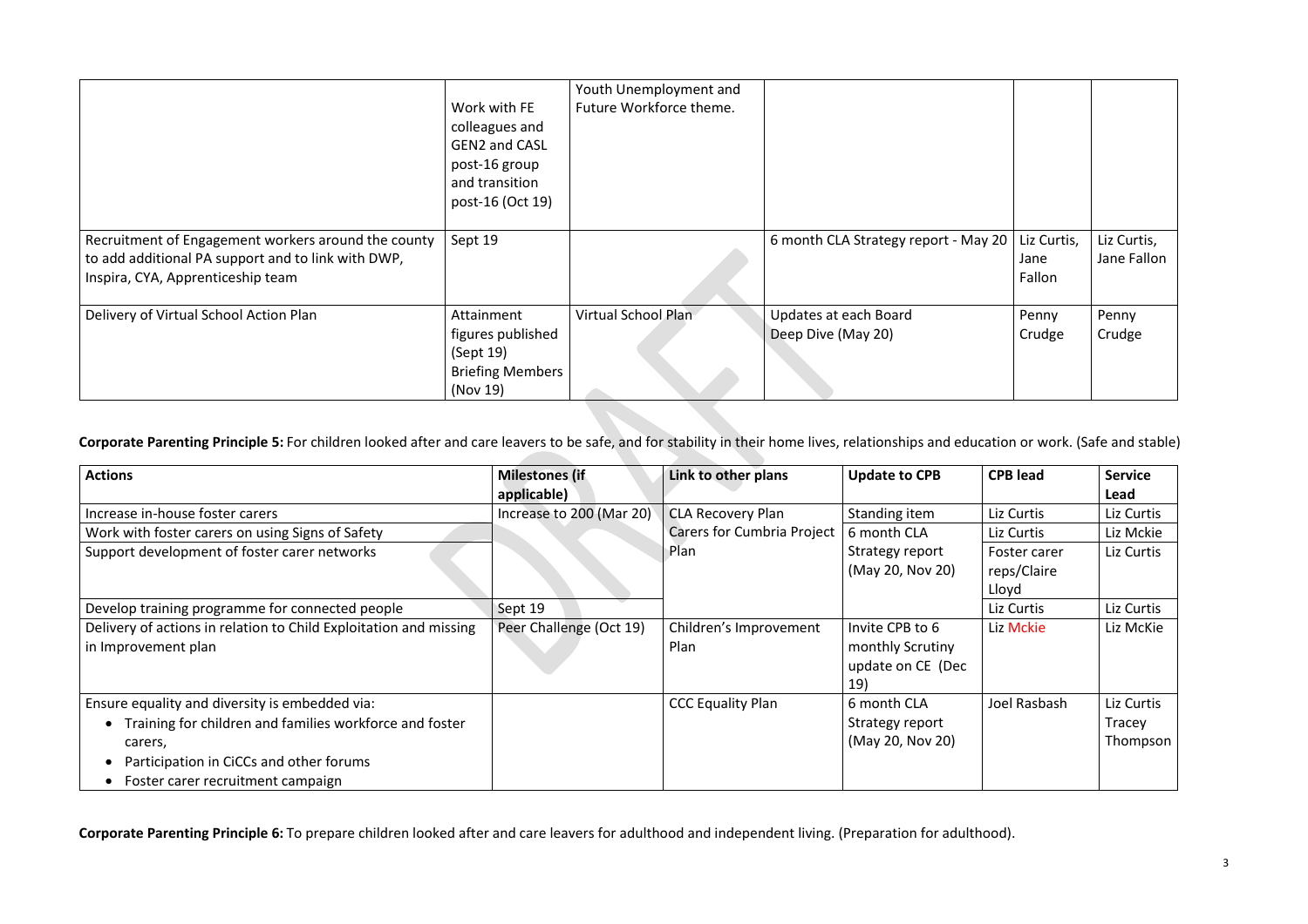| | | | | | |
|---|---|---|---|---|---|
| | Work with FE colleagues and GEN2 and CASL post-16 group and transition post-16 (Oct 19) | Youth Unemployment and Future Workforce theme. | | | |
| Recruitment of Engagement workers around the county to add additional PA support and to link with DWP, Inspira, CYA, Apprenticeship team | Sept 19 | | 6 month CLA Strategy report - May 20 | Liz Curtis, Jane Fallon | Liz Curtis, Jane Fallon |
| Delivery of Virtual School Action Plan | Attainment figures published (Sept 19) Briefing Members (Nov 19) | Virtual School Plan | Updates at each Board Deep Dive (May 20) | Penny Crudge | Penny Crudge |

**Corporate Parenting Principle 5:** For children looked after and care leavers to be safe, and for stability in their home lives, relationships and education or work. (Safe and stable)

| Actions | Milestones (if applicable) | Link to other plans | Update to CPB | CPB lead | Service Lead |
|---|---|---|---|---|---|
| Increase in-house foster carers | Increase to 200 (Mar 20) | CLA Recovery Plan | Standing item | Liz Curtis | Liz Curtis |
| Work with foster carers on using Signs of Safety | | Carers for Cumbria Project Plan | 6 month CLA Strategy report (May 20, Nov 20) | Liz Curtis | Liz Mckie |
| Support development of foster carer networks | | | | Foster carer reps/Claire Lloyd | Liz Curtis |
| Develop training programme for connected people | Sept 19 | | | Liz Curtis | Liz Curtis |
| Delivery of actions in relation to Child Exploitation and missing in Improvement plan | Peer Challenge (Oct 19) | Children's Improvement Plan | Invite CPB to 6 monthly Scrutiny update on CE (Dec 19) | Liz Mckie | Liz McKie |
| Ensure equality and diversity is embedded via:<br>• Training for children and families workforce and foster carers,<br>• Participation in CiCCs and other forums<br>• Foster carer recruitment campaign | | CCC Equality Plan | 6 month CLA Strategy report (May 20, Nov 20) | Joel Rasbash | Liz Curtis Tracey Thompson |

**Corporate Parenting Principle 6:** To prepare children looked after and care leavers for adulthood and independent living. (Preparation for adulthood).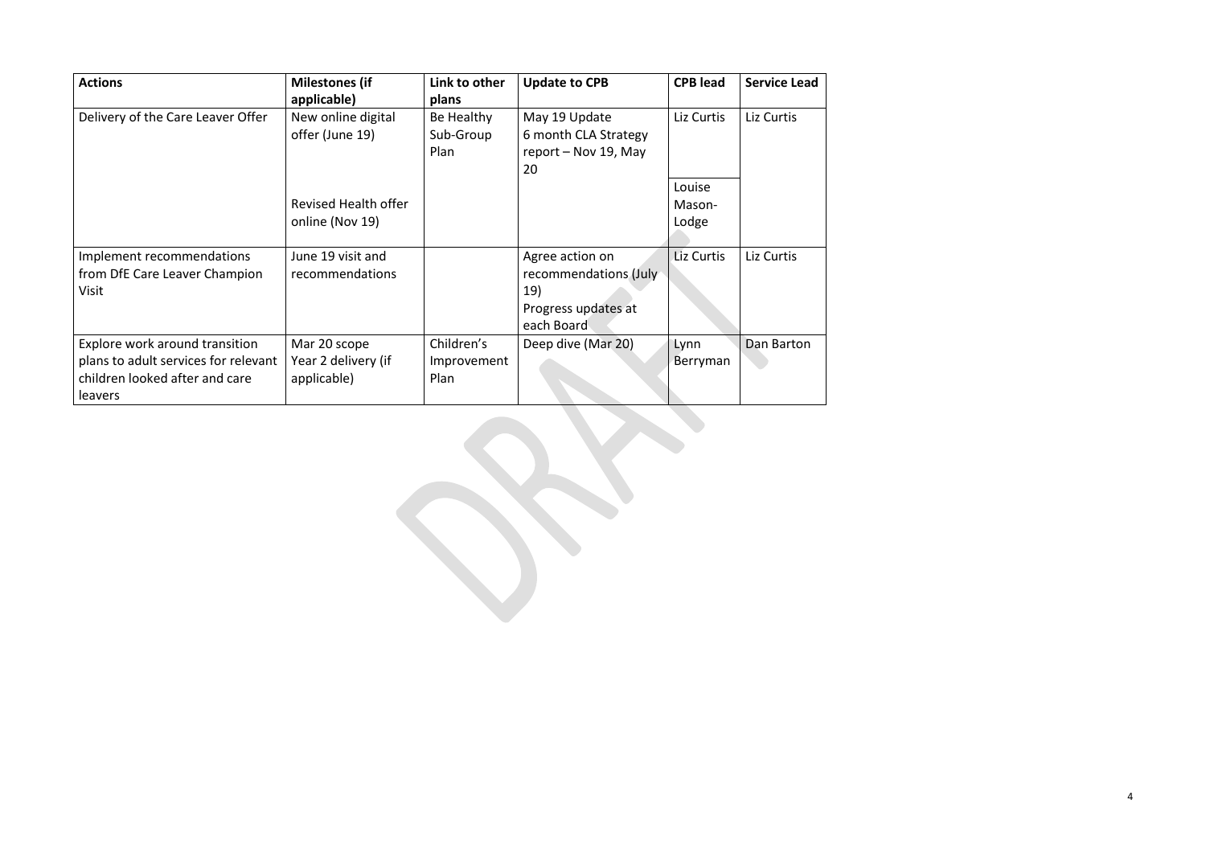| Actions | Milestones (if applicable) | Link to other plans | Update to CPB | CPB lead | Service Lead |
|---|---|---|---|---|---|
| Delivery of the Care Leaver Offer | New online digital offer (June 19)<br><br>Revised Health offer online (Nov 19) | Be Healthy Sub-Group Plan | May 19 Update<br>6 month CLA Strategy report – Nov 19, May 20 | Liz Curtis<br><br>Louise Mason-Lodge | Liz Curtis |
| Implement recommendations from DfE Care Leaver Champion Visit | June 19 visit and recommendations | | Agree action on recommendations (July 19)<br>Progress updates at each Board | Liz Curtis | Liz Curtis |
| Explore work around transition plans to adult services for relevant children looked after and care leavers | Mar 20 scope<br>Year 2 delivery (if applicable) | Children's Improvement Plan | Deep dive (Mar 20) | Lynn Berryman | Dan Barton |